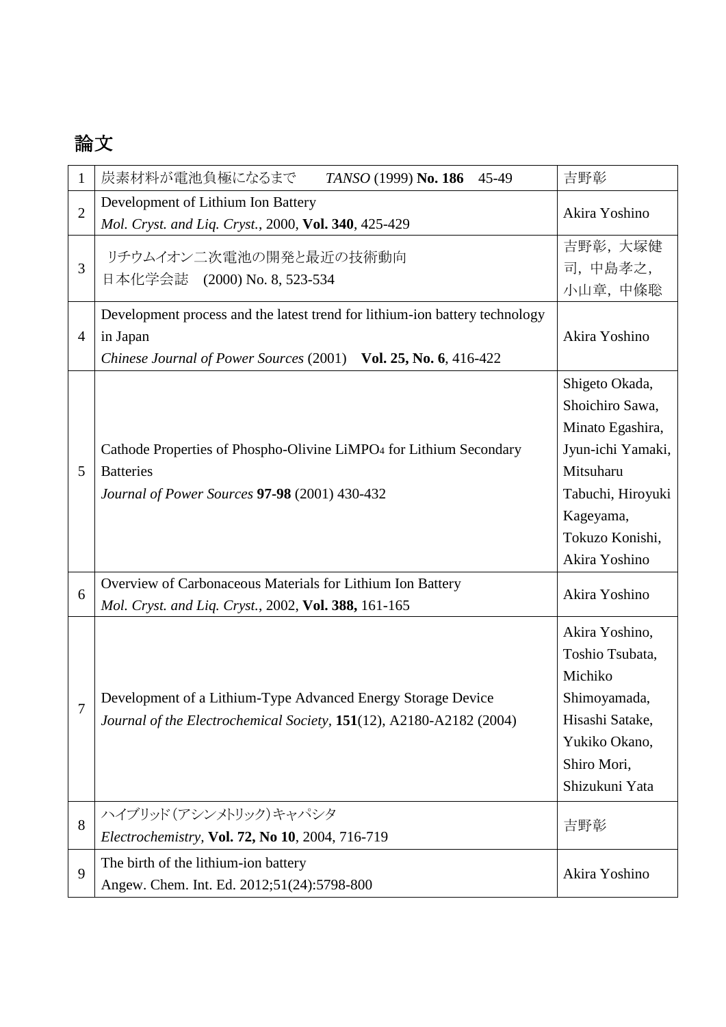# 論文

| | | |
|---|---|---|
| 1 | 炭素材料が電池負極になるまで　*TANSO* (1999) **No. 186**　45-49 | 吉野彰 |
| 2 | Development of Lithium Ion Battery<br>*Mol. Cryst. and Liq. Cryst.*, 2000, **Vol. 340**, 425-429 | Akira Yoshino |
| 3 | リチウムイオン二次電池の開発と最近の技術動向<br>日本化学会誌　(2000) No. 8, 523-534 | 吉野彰，大塚健司，中島孝之，小山章，中條聡 |
| 4 | Development process and the latest trend for lithium-ion battery technology in Japan<br>*Chinese Journal of Power Sources* (2001)　**Vol. 25, No. 6**, 416-422 | Akira Yoshino |
| 5 | Cathode Properties of Phospho-Olivine $LiMPO_4$ for Lithium Secondary Batteries<br>*Journal of Power Sources* **97-98** (2001) 430-432 | Shigeto Okada, Shoichiro Sawa, Minato Egashira, Jyun-ichi Yamaki, Mitsuharu Tabuchi, Hiroyuki Kageyama, Tokuzo Konishi, Akira Yoshino |
| 6 | Overview of Carbonaceous Materials for Lithium Ion Battery<br>*Mol. Cryst. and Liq. Cryst.*, 2002, **Vol. 388,** 161-165 | Akira Yoshino |
| 7 | Development of a Lithium-Type Advanced Energy Storage Device<br>*Journal of the Electrochemical Society*, **151**(12), A2180-A2182 (2004) | Akira Yoshino, Toshio Tsubata, Michiko Shimoyamada, Hisashi Satake, Yukiko Okano, Shiro Mori, Shizukuni Yata |
| 8 | ハイブリッド(アシンメトリック)キャパシタ<br>*Electrochemistry*, **Vol. 72, No 10**, 2004, 716-719 | 吉野彰 |
| 9 | The birth of the lithium-ion battery<br>Angew. Chem. Int. Ed. 2012;51(24):5798-800 | Akira Yoshino |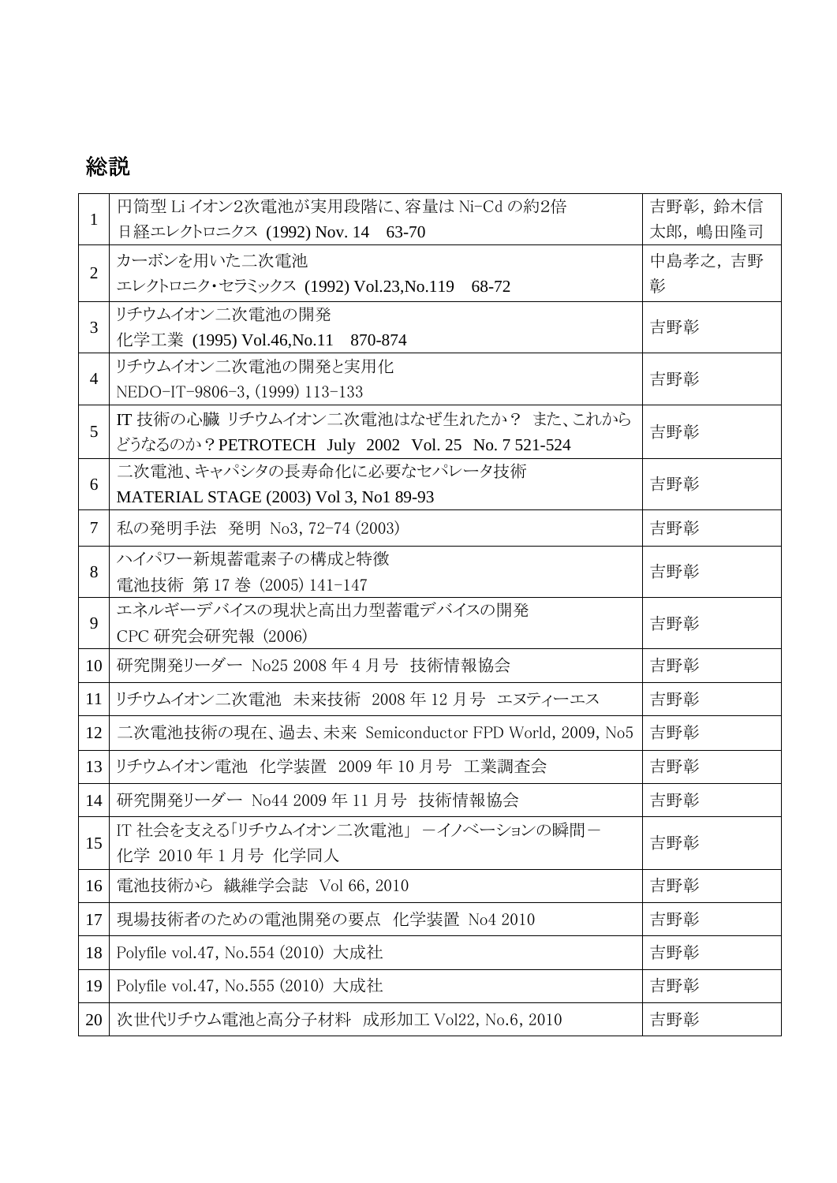## 総説

| | | |
|---|---|---|
| 1 | 円筒型 Li イオン2次電池が実用段階に、容量は Ni-Cd の約2倍<br>日経エレクトロニクス (1992) Nov. 14　63-70 | 吉野彰, 鈴木信太郎, 嶋田隆司 |
| 2 | カーボンを用いた二次電池<br>エレクトロニク・セラミックス (1992) Vol.23,No.119　68-72 | 中島孝之, 吉野彰 |
| 3 | リチウムイオン二次電池の開発<br>化学工業 (1995) Vol.46,No.11　870-874 | 吉野彰 |
| 4 | リチウムイオン二次電池の開発と実用化<br>NEDO-IT-9806-3, (1999) 113-133 | 吉野彰 |
| 5 | IT 技術の心臓 リチウムイオン二次電池はなぜ生れたか？ また、これからどうなるのか？PETROTECH　July　2002　Vol. 25　No. 7 521-524 | 吉野彰 |
| 6 | 二次電池、キャパシタの長寿命化に必要なセパレータ技術<br>MATERIAL STAGE (2003) Vol 3, No1 89-93 | 吉野彰 |
| 7 | 私の発明手法　発明 No3, 72-74 (2003) | 吉野彰 |
| 8 | ハイパワー新規蓄電素子の構成と特徴<br>電池技術 第 17 巻 (2005) 141-147 | 吉野彰 |
| 9 | エネルギーデバイスの現状と高出力型蓄電デバイスの開発<br>CPC 研究会研究報 (2006) | 吉野彰 |
| 10 | 研究開発リーダー No25 2008 年 4 月号　技術情報協会 | 吉野彰 |
| 11 | リチウムイオン二次電池　未来技術　2008 年 12 月号　エヌティーエス | 吉野彰 |
| 12 | 二次電池技術の現在、過去、未来 Semiconductor FPD World, 2009, No5 | 吉野彰 |
| 13 | リチウムイオン電池　化学装置　2009 年 10 月号　工業調査会 | 吉野彰 |
| 14 | 研究開発リーダー No44 2009 年 11 月号　技術情報協会 | 吉野彰 |
| 15 | IT 社会を支える「リチウムイオン二次電池」 －イノベーションの瞬間－<br>化学 2010 年 1 月号 化学同人 | 吉野彰 |
| 16 | 電池技術から　繊維学会誌　Vol 66, 2010 | 吉野彰 |
| 17 | 現場技術者のための電池開発の要点　化学装置 No4 2010 | 吉野彰 |
| 18 | Polyfile vol.47, No.554 (2010) 大成社 | 吉野彰 |
| 19 | Polyfile vol.47, No.555 (2010) 大成社 | 吉野彰 |
| 20 | 次世代リチウム電池と高分子材料　成形加工 Vol22, No.6, 2010 | 吉野彰 |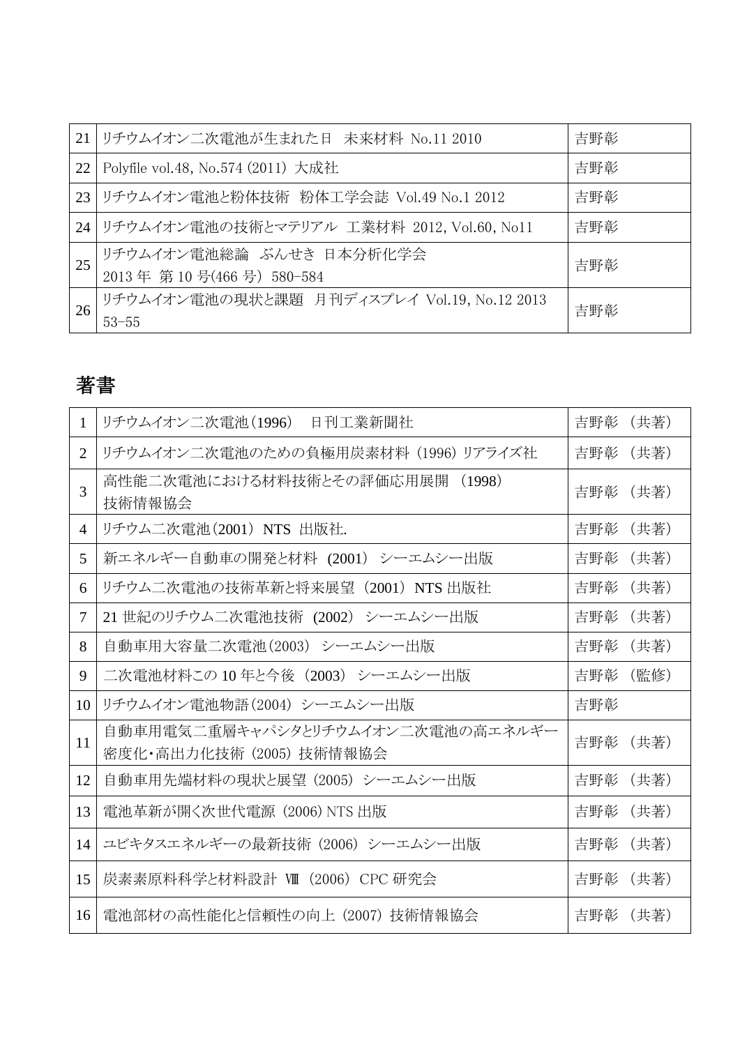| 21 | リチウムイオン二次電池が生まれた日　未来材料 No.11 2010 | 吉野彰 |
|---|---|---|
| 22 | Polyfile vol.48, No.574 (2011) 大成社 | 吉野彰 |
| 23 | リチウムイオン電池と粉体技術　粉体工学会誌 Vol.49 No.1 2012 | 吉野彰 |
| 24 | リチウムイオン電池の技術とマテリアル　工業材料 2012, Vol.60, No11 | 吉野彰 |
| 25 | リチウムイオン電池総論　ぶんせき 日本分析化学会 2013 年 第 10 号(466 号) 580-584 | 吉野彰 |
| 26 | リチウムイオン電池の現状と課題　月刊ディスプレイ Vol.19, No.12 2013 53-55 | 吉野彰 |

## 著書

| 1 | リチウムイオン二次電池(1996)　日刊工業新聞社 | 吉野彰 (共著) |
|---|---|---|
| 2 | リチウムイオン二次電池のための負極用炭素材料 (1996) リアライズ社 | 吉野彰 (共著) |
| 3 | 高性能二次電池における材料技術とその評価応用展開 (1998) 技術情報協会 | 吉野彰 (共著) |
| 4 | リチウム二次電池(2001) NTS 出版社. | 吉野彰 (共著) |
| 5 | 新エネルギー自動車の開発と材料 (2001) シーエムシー出版 | 吉野彰 (共著) |
| 6 | リチウム二次電池の技術革新と将来展望 (2001) NTS 出版社 | 吉野彰 (共著) |
| 7 | 21 世紀のリチウム二次電池技術 (2002) シーエムシー出版 | 吉野彰 (共著) |
| 8 | 自動車用大容量二次電池(2003) シーエムシー出版 | 吉野彰 (共著) |
| 9 | 二次電池材料この 10 年と今後 (2003) シーエムシー出版 | 吉野彰 (監修) |
| 10 | リチウムイオン電池物語(2004) シーエムシー出版 | 吉野彰 |
| 11 | 自動車用電気二重層キャパシタとリチウムイオン二次電池の高エネルギー密度化・高出力化技術 (2005) 技術情報協会 | 吉野彰 (共著) |
| 12 | 自動車用先端材料の現状と展望 (2005) シーエムシー出版 | 吉野彰 (共著) |
| 13 | 電池革新が開く次世代電源 (2006) NTS 出版 | 吉野彰 (共著) |
| 14 | ユビキタスエネルギーの最新技術 (2006) シーエムシー出版 | 吉野彰 (共著) |
| 15 | 炭素素原料科学と材料設計 Ⅷ (2006) CPC 研究会 | 吉野彰 (共著) |
| 16 | 電池部材の高性能化と信頼性の向上 (2007) 技術情報協会 | 吉野彰 (共著) |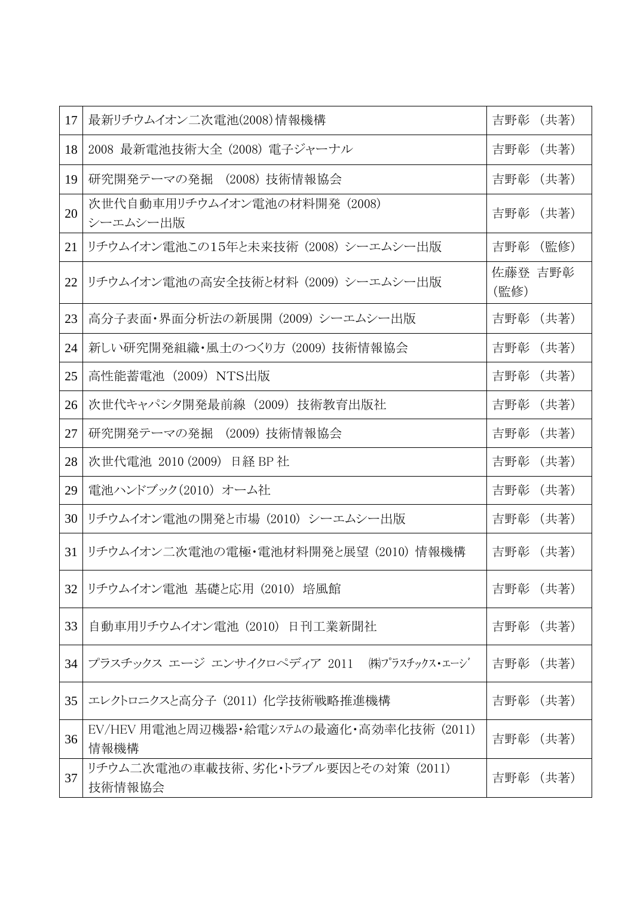| 17 | 最新リチウムイオン二次電池(2008)情報機構 | 吉野彰 （共著) |
|---|---|---|
| 18 | 2008 最新電池技術大全 (2008) 電子ジャーナル | 吉野彰 （共著) |
| 19 | 研究開発テーマの発掘 (2008) 技術情報協会 | 吉野彰 （共著) |
| 20 | 次世代自動車用リチウムイオン電池の材料開発 (2008)<br>シーエムシー出版 | 吉野彰 （共著) |
| 21 | リチウムイオン電池この15年と未来技術 (2008) シーエムシー出版 | 吉野彰 （監修) |
| 22 | リチウムイオン電池の高安全技術と材料 (2009) シーエムシー出版 | 佐藤登 吉野彰<br>(監修) |
| 23 | 高分子表面・界面分析法の新展開 (2009) シーエムシー出版 | 吉野彰 （共著) |
| 24 | 新しい研究開発組織・風土のつくり方 (2009) 技術情報協会 | 吉野彰 （共著) |
| 25 | 高性能蓄電池 (2009) NTS出版 | 吉野彰 （共著) |
| 26 | 次世代キャパシタ開発最前線 (2009) 技術教育出版社 | 吉野彰 （共著) |
| 27 | 研究開発テーマの発掘 (2009) 技術情報協会 | 吉野彰 （共著) |
| 28 | 次世代電池 2010 (2009) 日経 BP 社 | 吉野彰 （共著) |
| 29 | 電池ハンドブック(2010) オーム社 | 吉野彰 （共著) |
| 30 | リチウムイオン電池の開発と市場 (2010) シーエムシー出版 | 吉野彰 （共著) |
| 31 | リチウムイオン二次電池の電極・電池材料開発と展望 (2010) 情報機構 | 吉野彰 （共著) |
| 32 | リチウムイオン電池 基礎と応用 (2010) 培風館 | 吉野彰 （共著) |
| 33 | 自動車用リチウムイオン電池 (2010) 日刊工業新聞社 | 吉野彰 （共著) |
| 34 | プラスチックス エージ エンサイクロペディア 2011 ㈱プラスチックス・エージ | 吉野彰 （共著) |
| 35 | エレクトロニクスと高分子 (2011) 化学技術戦略推進機構 | 吉野彰 （共著) |
| 36 | EV/HEV 用電池と周辺機器・給電システムの最適化・高効率化技術 (2011)<br>情報機構 | 吉野彰 （共著) |
| 37 | リチウム二次電池の車載技術、劣化・トラブル要因とその対策 (2011)<br>技術情報協会 | 吉野彰 （共著) |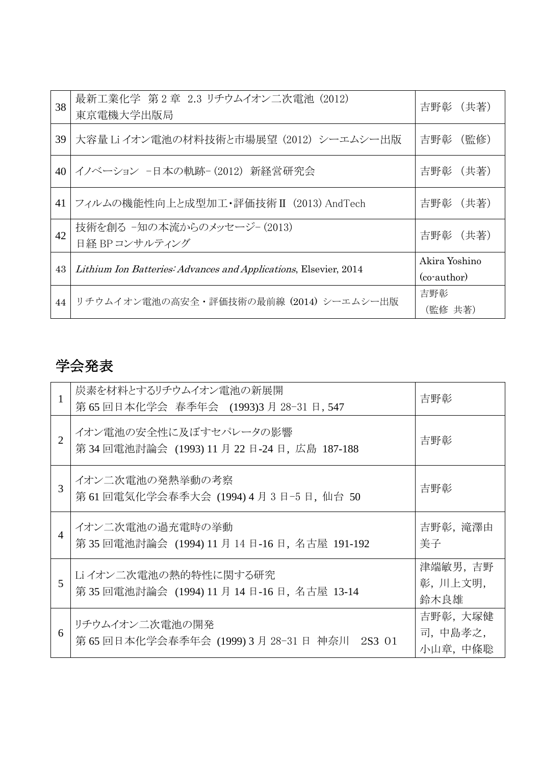| 38 | 最新工業化学　第 2 章　2.3 リチウムイオン二次電池（2012）<br>東京電機大学出版局 | 吉野彰（共著） |
|---|---|---|
| 39 | 大容量 Li イオン電池の材料技術と市場展望（2012）シーエムシー出版 | 吉野彰（監修） |
| 40 | イノベーション　－日本の軌跡－（2012）新経営研究会 | 吉野彰（共著） |
| 41 | フィルムの機能性向上と成型加工・評価技術Ⅱ（2013）AndTech | 吉野彰（共著） |
| 42 | 技術を創る　－知の本流からのメッセージ－（2013）<br>日経 BP コンサルティング | 吉野彰（共著） |
| 43 | *Lithium Ion Batteries: Advances and Applications*, Elsevier, 2014 | Akira Yoshino<br>(co-author) |
| 44 | リチウムイオン電池の高安全・評価技術の最前線（2014）シーエムシー出版 | 吉野彰<br>（監修 共著） |

## 学会発表

| 1 | 炭素を材料とするリチウムイオン電池の新展開<br>第 65 回日本化学会　春季年会　(1993)3 月 28-31 日, 547 | 吉野彰 |
|---|---|---|
| 2 | イオン電池の安全性に及ぼすセパレータの影響<br>第 34 回電池討論会　(1993) 11 月 22 日-24 日，広島　187-188 | 吉野彰 |
| 3 | イオン二次電池の発熱挙動の考察<br>第 61 回電気化学会春季大会　(1994) 4 月 3 日-5 日，仙台　50 | 吉野彰 |
| 4 | イオン二次電池の過充電時の挙動<br>第 35 回電池討論会　(1994) 11 月 14 日-16 日，名古屋　191-192 | 吉野彰，滝澤由美子 |
| 5 | Li イオン二次電池の熱的特性に関する研究<br>第 35 回電池討論会　(1994) 11 月 14 日-16 日，名古屋　13-14 | 津端敏男，吉野彰，川上文明，鈴木良雄 |
| 6 | リチウムイオン二次電池の開発<br>第 65 回日本化学会春季年会　(1999) 3 月 28-31 日　神奈川　2S3 O1 | 吉野彰，大塚健司，中島孝之，小山章，中條聡 |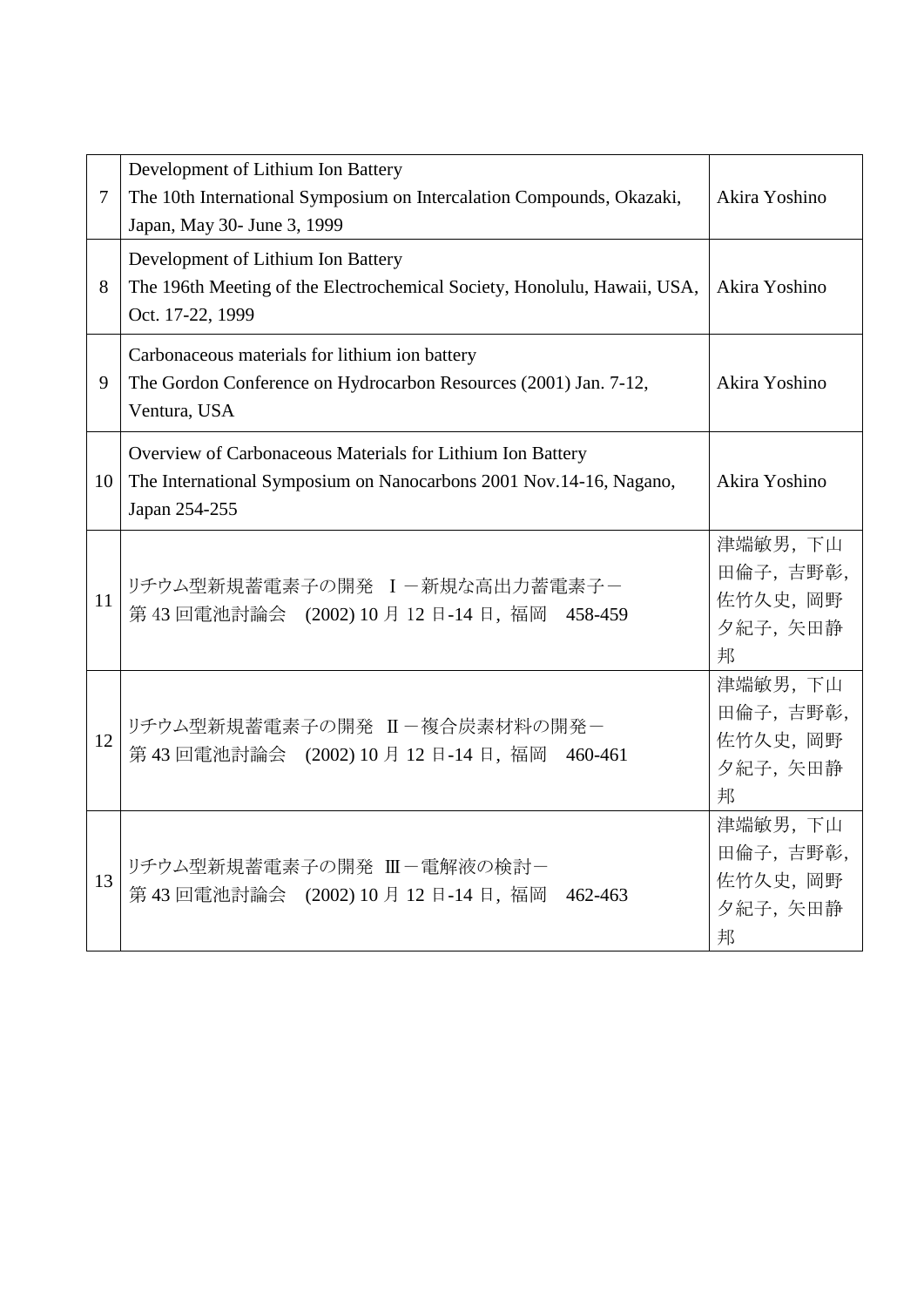| | | |
|---|---|---|
| 7 | Development of Lithium Ion Battery<br>The 10th International Symposium on Intercalation Compounds, Okazaki, Japan, May 30- June 3, 1999 | Akira Yoshino |
| 8 | Development of Lithium Ion Battery<br>The 196th Meeting of the Electrochemical Society, Honolulu, Hawaii, USA, Oct. 17-22, 1999 | Akira Yoshino |
| 9 | Carbonaceous materials for lithium ion battery<br>The Gordon Conference on Hydrocarbon Resources (2001) Jan. 7-12, Ventura, USA | Akira Yoshino |
| 10 | Overview of Carbonaceous Materials for Lithium Ion Battery<br>The International Symposium on Nanocarbons 2001 Nov.14-16, Nagano, Japan 254-255 | Akira Yoshino |
| 11 | リチウム型新規蓄電素子の開発　Ⅰ－新規な高出力蓄電素子－<br>第 43 回電池討論会　(2002) 10 月 12 日-14 日，福岡　458-459 | 津端敏男，下山田倫子，吉野彰，佐竹久史，岡野夕紀子，矢田静邦 |
| 12 | リチウム型新規蓄電素子の開発　Ⅱ－複合炭素材料の開発－<br>第 43 回電池討論会　(2002) 10 月 12 日-14 日，福岡　460-461 | 津端敏男，下山田倫子，吉野彰，佐竹久史，岡野夕紀子，矢田静邦 |
| 13 | リチウム型新規蓄電素子の開発　Ⅲ－電解液の検討－<br>第 43 回電池討論会　(2002) 10 月 12 日-14 日，福岡　462-463 | 津端敏男，下山田倫子，吉野彰，佐竹久史，岡野夕紀子，矢田静邦 |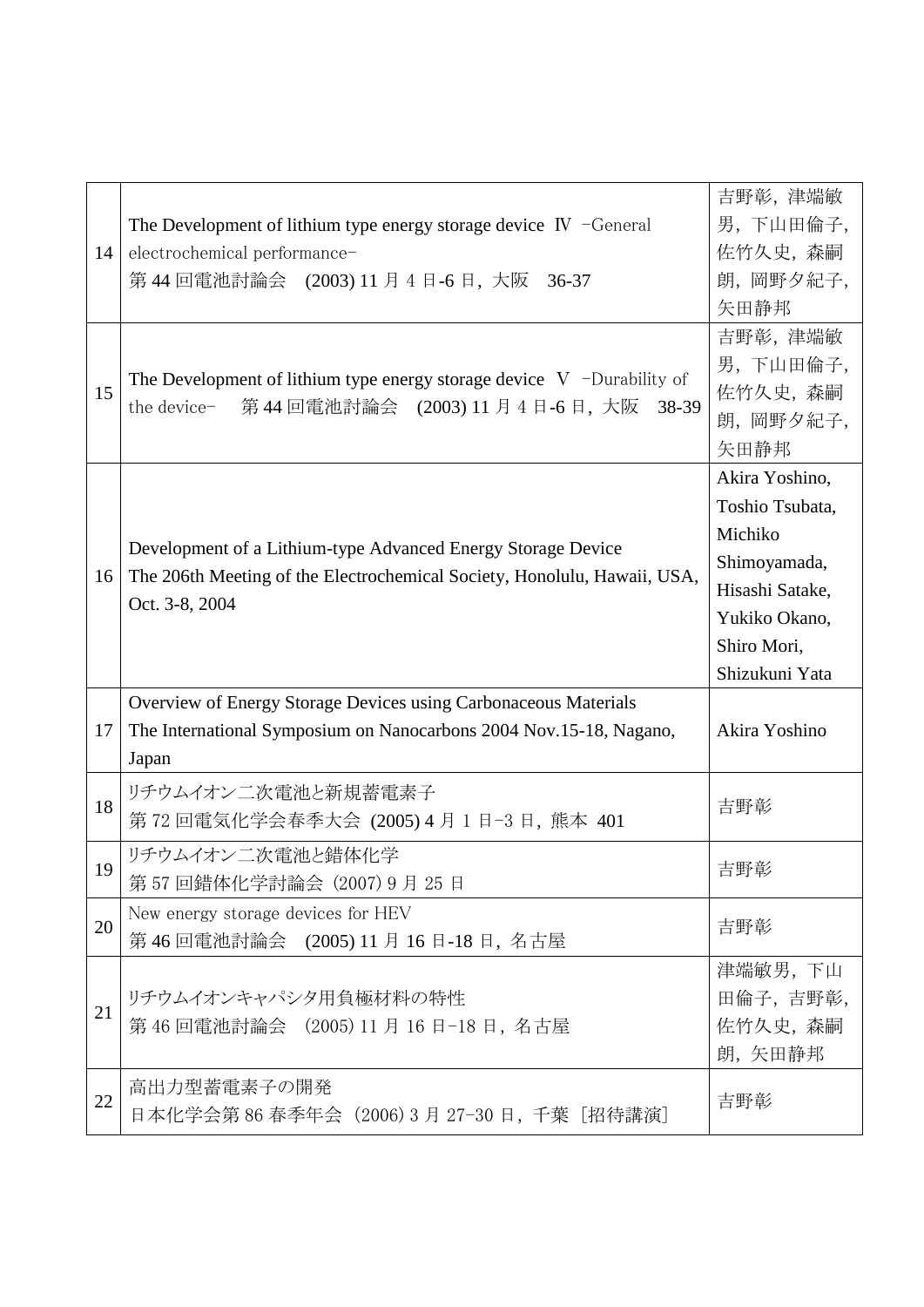| | | |
|---|---|---|
| 14 | The Development of lithium type energy storage device Ⅳ −General electrochemical performance−<br>第 44 回電池討論会　(2003) 11 月 4 日-6 日，大阪　36-37 | 吉野彰，津端敏男，下山田倫子，佐竹久史，森嗣朗，岡野夕紀子，矢田静邦 |
| 15 | The Development of lithium type energy storage device Ⅴ −Durability of the device−　第 44 回電池討論会　(2003) 11 月 4 日-6 日，大阪　38-39 | 吉野彰，津端敏男，下山田倫子，佐竹久史，森嗣朗，岡野夕紀子，矢田静邦 |
| 16 | Development of a Lithium-type Advanced Energy Storage Device<br>The 206th Meeting of the Electrochemical Society, Honolulu, Hawaii, USA, Oct. 3-8, 2004 | Akira Yoshino, Toshio Tsubata, Michiko Shimoyamada, Hisashi Satake, Yukiko Okano, Shiro Mori, Shizukuni Yata |
| 17 | Overview of Energy Storage Devices using Carbonaceous Materials<br>The International Symposium on Nanocarbons 2004 Nov.15-18, Nagano, Japan | Akira Yoshino |
| 18 | リチウムイオン二次電池と新規蓄電素子<br>第 72 回電気化学会春季大会 (2005) 4 月 1 日−3 日，熊本 401 | 吉野彰 |
| 19 | リチウムイオン二次電池と錯体化学<br>第 57 回錯体化学討論会 (2007) 9 月 25 日 | 吉野彰 |
| 20 | New energy storage devices for HEV<br>第 46 回電池討論会　(2005) 11 月 16 日-18 日，名古屋 | 吉野彰 |
| 21 | リチウムイオンキャパシタ用負極材料の特性<br>第 46 回電池討論会　(2005) 11 月 16 日−18 日，名古屋 | 津端敏男，下山田倫子，吉野彰，佐竹久史，森嗣朗，矢田静邦 |
| 22 | 高出力型蓄電素子の開発<br>日本化学会第 86 春季年会 (2006) 3 月 27−30 日，千葉 [招待講演] | 吉野彰 |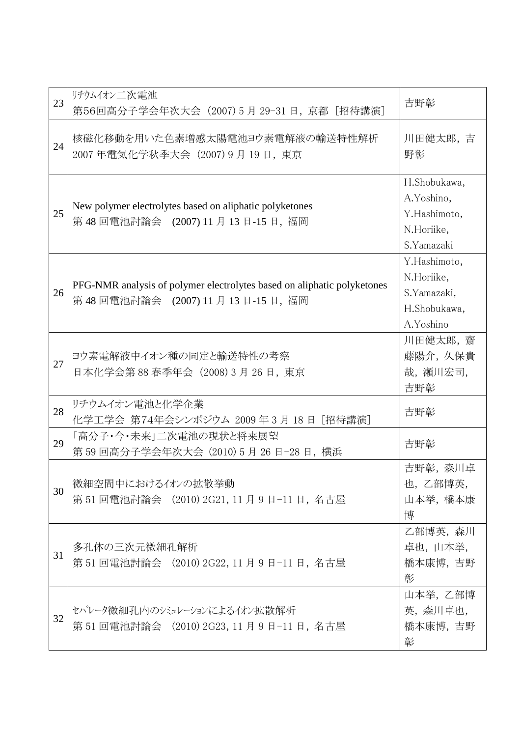| | | |
|---|---|---|
| 23 | ﾘﾁｳﾑｲｵﾝ二次電池<br>第56回高分子学会年次大会 (2007) 5 月 29-31 日，京都 ［招待講演］ | 吉野彰 |
| 24 | 核磁化移動を用いた色素増感太陽電池ヨウ素電解液の輸送特性解析<br>2007 年電気化学秋季大会 (2007) 9 月 19 日，東京 | 川田健太郎，吉野彰 |
| 25 | New polymer electrolytes based on aliphatic polyketones<br>第 48 回電池討論会 (2007) 11 月 13 日-15 日，福岡 | H.Shobukawa, A.Yoshino, Y.Hashimoto, N.Horiike, S.Yamazaki |
| 26 | PFG-NMR analysis of polymer electrolytes based on aliphatic polyketones<br>第 48 回電池討論会 (2007) 11 月 13 日-15 日，福岡 | Y.Hashimoto, N.Horiike, S.Yamazaki, H.Shobukawa, A.Yoshino |
| 27 | ヨウ素電解液中イオン種の同定と輸送特性の考察<br>日本化学会第 88 春季年会 (2008) 3 月 26 日，東京 | 川田健太郎，齋藤陽介，久保貴哉，瀬川宏司，吉野彰 |
| 28 | リチウムイオン電池と化学企業<br>化学工学会 第74年会シンポジウム 2009 年 3 月 18 日 ［招待講演］ | 吉野彰 |
| 29 | 「高分子･今･未来」二次電池の現状と将来展望<br>第 59 回高分子学会年次大会 (2010) 5 月 26 日-28 日，横浜 | 吉野彰 |
| 30 | 微細空間中におけるｲｵﾝの拡散挙動<br>第 51 回電池討論会 (2010) 2G21, 11 月 9 日-11 日，名古屋 | 吉野彰，森川卓也，乙部博英，山本挙，橋本康博 |
| 31 | 多孔体の三次元微細孔解析<br>第 51 回電池討論会 (2010) 2G22, 11 月 9 日-11 日，名古屋 | 乙部博英，森川卓也，山本挙，橋本康博，吉野彰 |
| 32 | ｾﾊﾟﾚｰﾀ微細孔内のｼﾐｭﾚｰｼｮﾝによるｲｵﾝ拡散解析<br>第 51 回電池討論会 (2010) 2G23, 11 月 9 日-11 日，名古屋 | 山本挙，乙部博英，森川卓也，橋本康博，吉野彰 |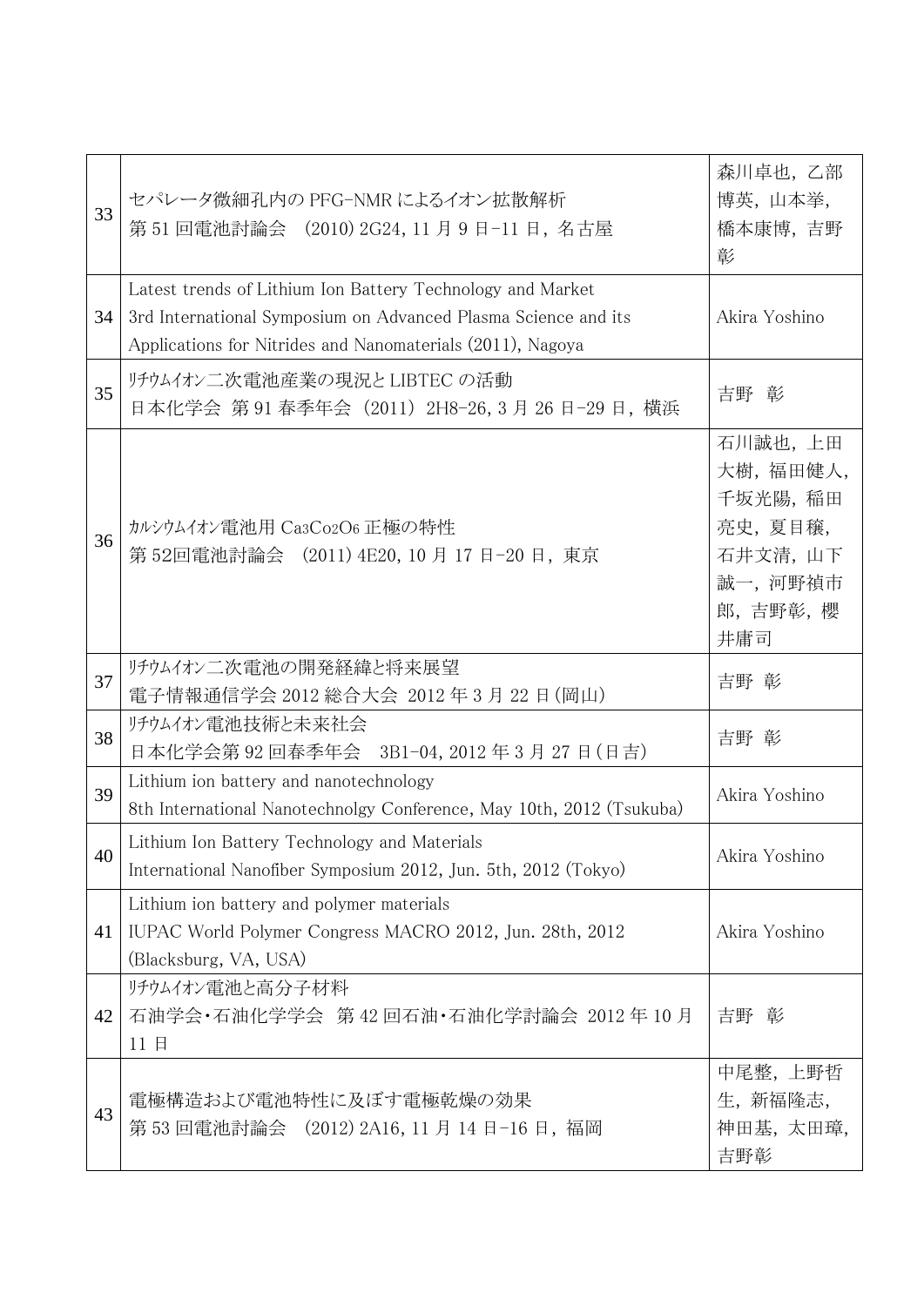| | | |
|---|---|---|
| 33 | セパレータ微細孔内の PFG-NMR によるイオン拡散解析<br>第 51 回電池討論会 (2010) 2G24, 11 月 9 日-11 日, 名古屋 | 森川卓也, 乙部博英, 山本挙, 橋本康博, 吉野彰 |
| 34 | Latest trends of Lithium Ion Battery Technology and Market<br>3rd International Symposium on Advanced Plasma Science and its Applications for Nitrides and Nanomaterials (2011), Nagoya | Akira Yoshino |
| 35 | ﾘﾁｳﾑｲｵﾝ二次電池産業の現況と LIBTEC の活動<br>日本化学会 第 91 春季年会 (2011) 2H8-26, 3 月 26 日-29 日, 横浜 | 吉野 彰 |
| 36 | ｶﾙｼｳﾑｲｵﾝ電池用 $Ca_3Co_2O_6$ 正極の特性<br>第 52回電池討論会 (2011) 4E20, 10 月 17 日-20 日, 東京 | 石川誠也, 上田大樹, 福田健人, 千坂光陽, 稲田亮史, 夏目穣, 石井文清, 山下誠一, 河野禎市郎, 吉野彰, 櫻井庸司 |
| 37 | ﾘﾁｳﾑｲｵﾝ二次電池の開発経緯と将来展望<br>電子情報通信学会 2012 総合大会 2012 年 3 月 22 日(岡山) | 吉野 彰 |
| 38 | ﾘﾁｳﾑｲｵﾝ電池技術と未来社会<br>日本化学会第 92 回春季年会 3B1-04, 2012 年 3 月 27 日(日吉) | 吉野 彰 |
| 39 | Lithium ion battery and nanotechnology<br>8th International Nanotechnolgy Conference, May 10th, 2012 (Tsukuba) | Akira Yoshino |
| 40 | Lithium Ion Battery Technology and Materials<br>International Nanofiber Symposium 2012, Jun. 5th, 2012 (Tokyo) | Akira Yoshino |
| 41 | Lithium ion battery and polymer materials<br>IUPAC World Polymer Congress MACRO 2012, Jun. 28th, 2012 (Blacksburg, VA, USA) | Akira Yoshino |
| 42 | ﾘﾁｳﾑｲｵﾝ電池と高分子材料<br>石油学会･石油化学学会 第 42 回石油･石油化学討論会 2012 年 10 月 11 日 | 吉野 彰 |
| 43 | 電極構造および電池特性に及ぼす電極乾燥の効果<br>第 53 回電池討論会 (2012) 2A16, 11 月 14 日-16 日, 福岡 | 中尾整, 上野哲生, 新福隆志, 神田基, 太田璋, 吉野彰 |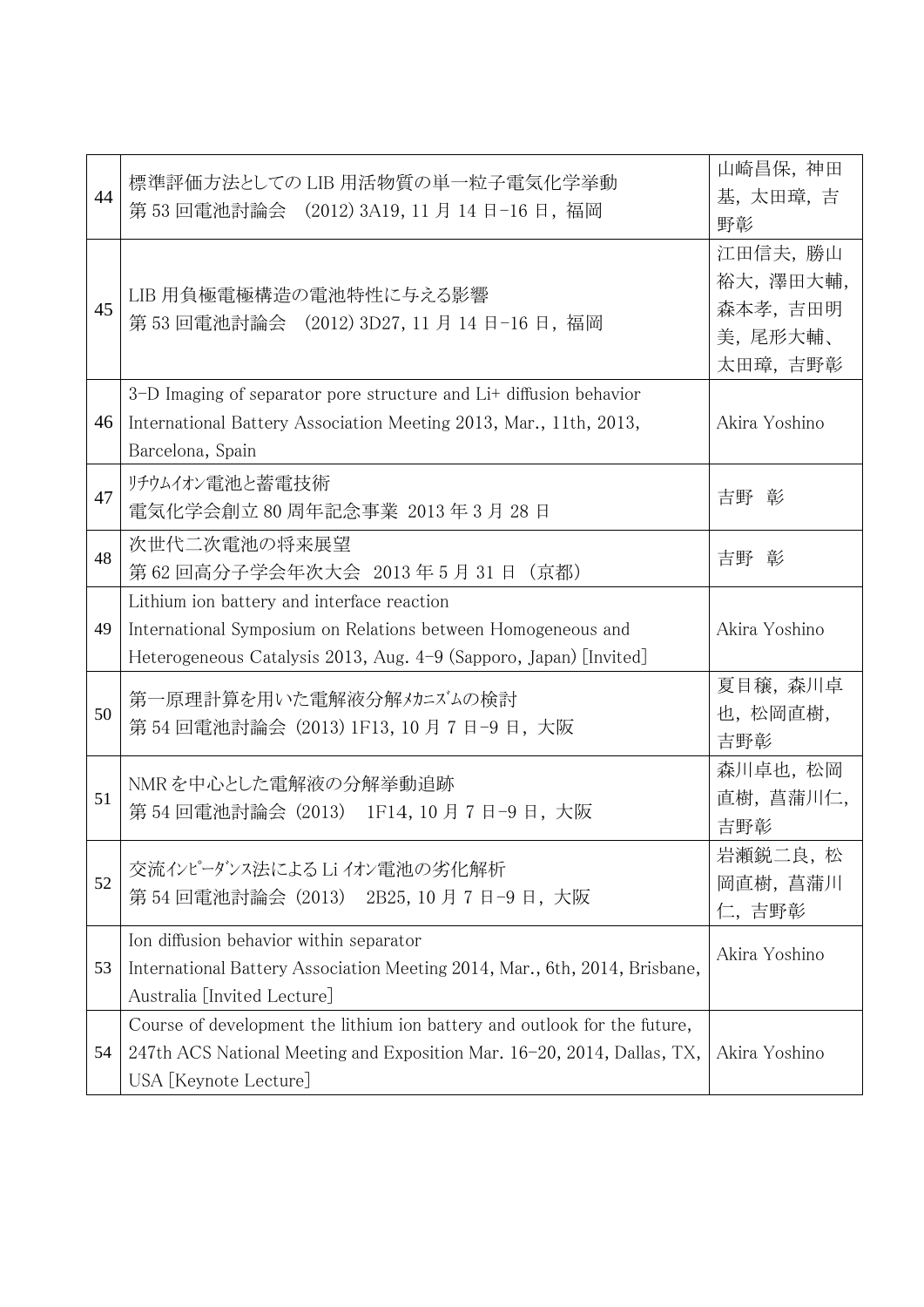| | | |
|---|---|---|
| 44 | 標準評価方法としての LIB 用活物質の単一粒子電気化学挙動<br>第 53 回電池討論会　(2012) 3A19, 11 月 14 日-16 日，福岡 | 山崎昌保，神田基，太田璋，吉野彰 |
| 45 | LIB 用負極電極構造の電池特性に与える影響<br>第 53 回電池討論会　(2012) 3D27, 11 月 14 日-16 日，福岡 | 江田信夫，勝山裕大，澤田大輔，森本孝，吉田明美，尾形大輔、太田璋，吉野彰 |
| 46 | 3-D Imaging of separator pore structure and Li+ diffusion behavior<br>International Battery Association Meeting 2013, Mar., 11th, 2013, Barcelona, Spain | Akira Yoshino |
| 47 | ﾘﾁｳﾑｲｵﾝ電池と蓄電技術<br>電気化学会創立 80 周年記念事業 2013 年 3 月 28 日 | 吉野　彰 |
| 48 | 次世代二次電池の将来展望<br>第 62 回高分子学会年次大会　2013 年 5 月 31 日（京都） | 吉野　彰 |
| 49 | Lithium ion battery and interface reaction<br>International Symposium on Relations between Homogeneous and Heterogeneous Catalysis 2013, Aug. 4-9 (Sapporo, Japan) [Invited] | Akira Yoshino |
| 50 | 第一原理計算を用いた電解液分解ﾒｶﾆｽﾞﾑの検討<br>第 54 回電池討論会 (2013) 1F13, 10 月 7 日-9 日，大阪 | 夏目穣，森川卓也，松岡直樹，吉野彰 |
| 51 | NMR を中心とした電解液の分解挙動追跡<br>第 54 回電池討論会 (2013)　1F14, 10 月 7 日-9 日，大阪 | 森川卓也，松岡直樹，菖蒲川仁，吉野彰 |
| 52 | 交流ｲﾝﾋﾟｰﾀﾞﾝｽ法による Li ｲｵﾝ電池の劣化解析<br>第 54 回電池討論会 (2013)　2B25, 10 月 7 日-9 日，大阪 | 岩瀬鋭二良，松岡直樹，菖蒲川仁，吉野彰 |
| 53 | Ion diffusion behavior within separator<br>International Battery Association Meeting 2014, Mar., 6th, 2014, Brisbane, Australia [Invited Lecture] | Akira Yoshino |
| 54 | Course of development the lithium ion battery and outlook for the future,<br>247th ACS National Meeting and Exposition Mar. 16-20, 2014, Dallas, TX, USA [Keynote Lecture] | Akira Yoshino |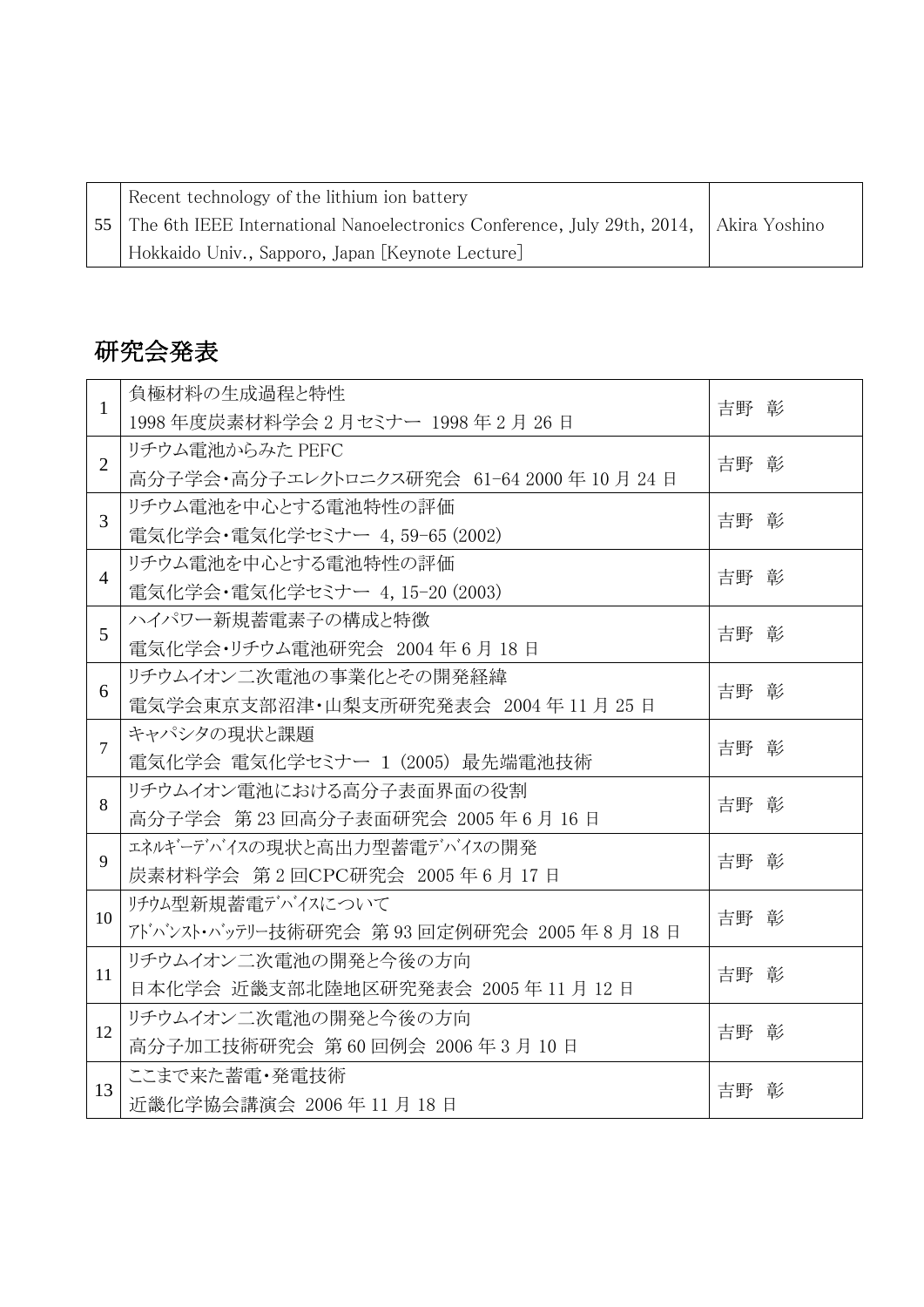| 55 | Recent technology of the lithium ion battery<br>The 6th IEEE International Nanoelectronics Conference, July 29th, 2014, Hokkaido Univ., Sapporo, Japan [Keynote Lecture] | Akira Yoshino |
|---|---|---|

## 研究会発表

| | | |
|---|---|---|
| 1 | 負極材料の生成過程と特性<br>1998 年度炭素材料学会 2 月セミナー 1998 年 2 月 26 日 | 吉野 彰 |
| 2 | リチウム電池からみた PEFC<br>高分子学会・高分子エレクトロニクス研究会 61-64 2000 年 10 月 24 日 | 吉野 彰 |
| 3 | リチウム電池を中心とする電池特性の評価<br>電気化学会・電気化学セミナー 4, 59-65 (2002) | 吉野 彰 |
| 4 | リチウム電池を中心とする電池特性の評価<br>電気化学会・電気化学セミナー 4, 15-20 (2003) | 吉野 彰 |
| 5 | ハイパワー新規蓄電素子の構成と特徴<br>電気化学会・リチウム電池研究会 2004 年 6 月 18 日 | 吉野 彰 |
| 6 | リチウムイオン二次電池の事業化とその開発経緯<br>電気学会東京支部沼津・山梨支所研究発表会 2004 年 11 月 25 日 | 吉野 彰 |
| 7 | キャパシタの現状と課題<br>電気化学会 電気化学セミナー 1 (2005) 最先端電池技術 | 吉野 彰 |
| 8 | リチウムイオン電池における高分子表面界面の役割<br>高分子学会 第 23 回高分子表面研究会 2005 年 6 月 16 日 | 吉野 彰 |
| 9 | ｴﾈﾙｷﾞｰﾃﾞﾊﾞｲｽの現状と高出力型蓄電ﾃﾞﾊﾞｲｽの開発<br>炭素材料学会 第 2 回CPC研究会 2005 年 6 月 17 日 | 吉野 彰 |
| 10 | ﾘﾁｳﾑ型新規蓄電ﾃﾞﾊﾞｲｽについて<br>ｱﾄﾞﾊﾞﾝｽﾄ・ﾊﾞｯﾃﾘｰ技術研究会 第 93 回定例研究会 2005 年 8 月 18 日 | 吉野 彰 |
| 11 | リチウムイオン二次電池の開発と今後の方向<br>日本化学会 近畿支部北陸地区研究発表会 2005 年 11 月 12 日 | 吉野 彰 |
| 12 | リチウムイオン二次電池の開発と今後の方向<br>高分子加工技術研究会 第 60 回例会 2006 年 3 月 10 日 | 吉野 彰 |
| 13 | ここまで来た蓄電・発電技術<br>近畿化学協会講演会 2006 年 11 月 18 日 | 吉野 彰 |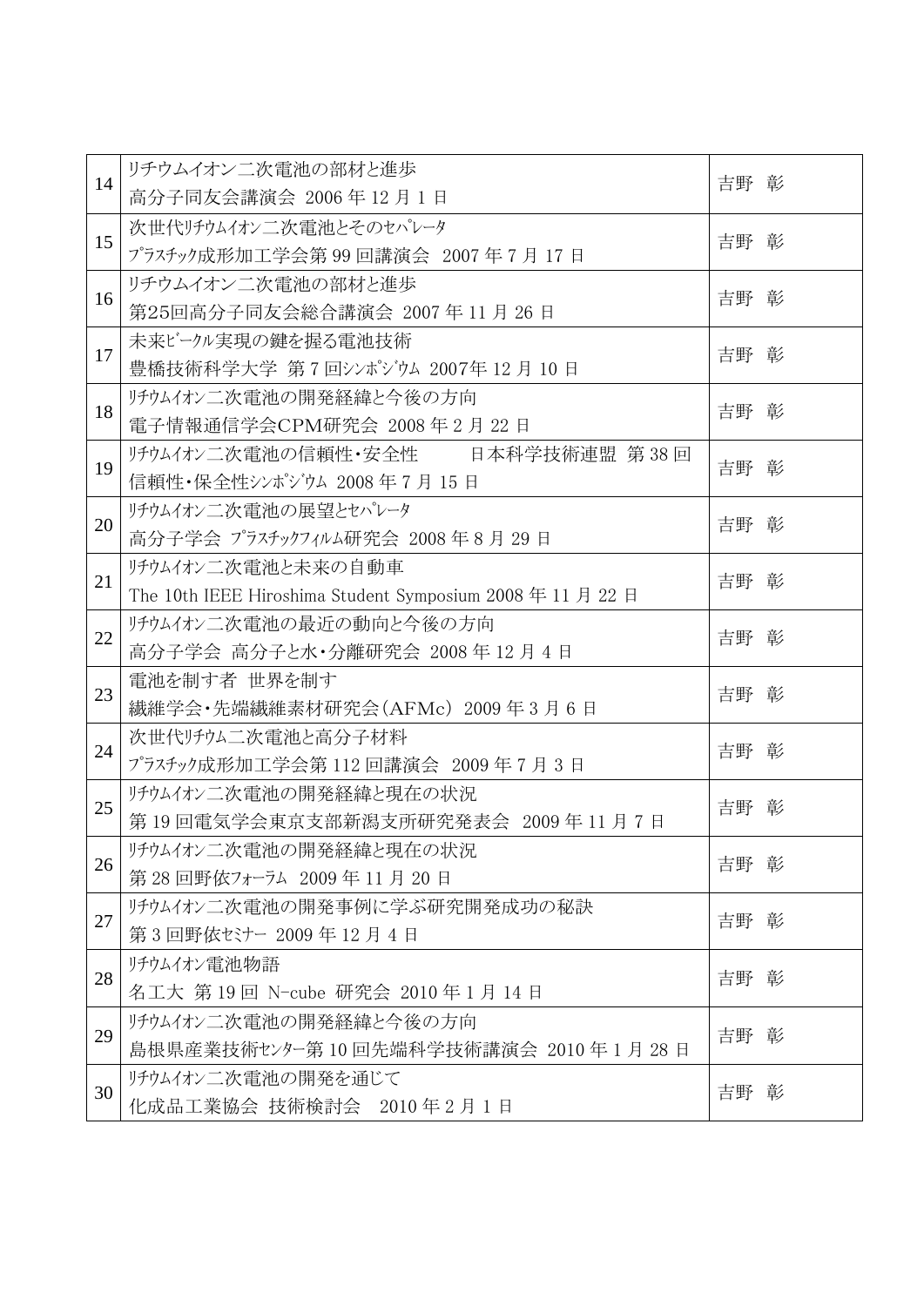| 14 | リチウムイオン二次電池の部材と進歩<br>高分子同友会講演会 2006 年 12 月 1 日 | 吉野 彰 |
|---|---|---|
| 15 | 次世代ﾘﾁｳﾑｲｵﾝ二次電池とそのｾﾊﾟﾚｰﾀ<br>ﾌﾟﾗｽﾁｯｸ成形加工学会第 99 回講演会 2007 年 7 月 17 日 | 吉野 彰 |
| 16 | リチウムイオン二次電池の部材と進歩<br>第25回高分子同友会総合講演会 2007 年 11 月 26 日 | 吉野 彰 |
| 17 | 未来ﾋﾞｰｸﾙ実現の鍵を握る電池技術<br>豊橋技術科学大学 第 7 回ｼﾝﾎﾟｼﾞｳﾑ 2007年 12 月 10 日 | 吉野 彰 |
| 18 | ﾘﾁｳﾑｲｵﾝ二次電池の開発経緯と今後の方向<br>電子情報通信学会CPM研究会 2008 年 2 月 22 日 | 吉野 彰 |
| 19 | ﾘﾁｳﾑｲｵﾝ二次電池の信頼性･安全性　　日本科学技術連盟 第 38 回<br>信頼性･保全性ｼﾝﾎﾟｼﾞｳﾑ 2008 年 7 月 15 日 | 吉野 彰 |
| 20 | ﾘﾁｳﾑｲｵﾝ二次電池の展望とｾﾊﾟﾚｰﾀ<br>高分子学会 ﾌﾟﾗｽﾁｯｸﾌｨﾙﾑ研究会 2008 年 8 月 29 日 | 吉野 彰 |
| 21 | ﾘﾁｳﾑｲｵﾝ二次電池と未来の自動車<br>The 10th IEEE Hiroshima Student Symposium 2008 年 11 月 22 日 | 吉野 彰 |
| 22 | ﾘﾁｳﾑｲｵﾝ二次電池の最近の動向と今後の方向<br>高分子学会 高分子と水･分離研究会 2008 年 12 月 4 日 | 吉野 彰 |
| 23 | 電池を制す者 世界を制す<br>繊維学会･先端繊維素材研究会（AFMc） 2009 年 3 月 6 日 | 吉野 彰 |
| 24 | 次世代ﾘﾁｳﾑ二次電池と高分子材料<br>ﾌﾟﾗｽﾁｯｸ成形加工学会第 112 回講演会 2009 年 7 月 3 日 | 吉野 彰 |
| 25 | ﾘﾁｳﾑｲｵﾝ二次電池の開発経緯と現在の状況<br>第 19 回電気学会東京支部新潟支所研究発表会 2009 年 11 月 7 日 | 吉野 彰 |
| 26 | ﾘﾁｳﾑｲｵﾝ二次電池の開発経緯と現在の状況<br>第 28 回野依ﾌｫｰﾗﾑ 2009 年 11 月 20 日 | 吉野 彰 |
| 27 | ﾘﾁｳﾑｲｵﾝ二次電池の開発事例に学ぶ研究開発成功の秘訣<br>第 3 回野依ｾﾐﾅｰ 2009 年 12 月 4 日 | 吉野 彰 |
| 28 | ﾘﾁｳﾑｲｵﾝ電池物語<br>名工大 第 19 回 N-cube 研究会 2010 年 1 月 14 日 | 吉野 彰 |
| 29 | ﾘﾁｳﾑｲｵﾝ二次電池の開発経緯と今後の方向<br>島根県産業技術ｾﾝﾀｰ第 10 回先端科学技術講演会 2010 年 1 月 28 日 | 吉野 彰 |
| 30 | ﾘﾁｳﾑｲｵﾝ二次電池の開発を通じて<br>化成品工業協会 技術検討会　2010 年 2 月 1 日 | 吉野 彰 |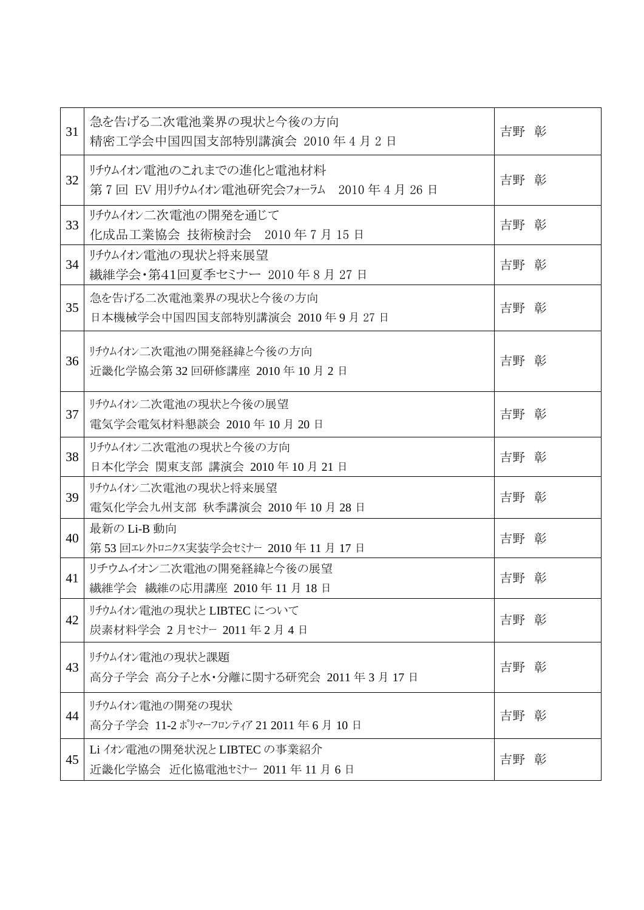| | | |
|---|---|---|
| 31 | 急を告げる二次電池業界の現状と今後の方向<br>精密工学会中国四国支部特別講演会 2010 年 4 月 2 日 | 吉野 彰 |
| 32 | ﾘﾁｳﾑｲｵﾝ電池のこれまでの進化と電池材料<br>第 7 回 EV 用ﾘﾁｳﾑｲｵﾝ電池研究会ﾌｫｰﾗﾑ　2010 年 4 月 26 日 | 吉野 彰 |
| 33 | ﾘﾁｳﾑｲｵﾝ二次電池の開発を通じて<br>化成品工業協会 技術検討会　2010 年 7 月 15 日 | 吉野 彰 |
| 34 | ﾘﾁｳﾑｲｵﾝ電池の現状と将来展望<br>繊維学会･第41回夏季セミナー 2010 年 8 月 27 日 | 吉野 彰 |
| 35 | 急を告げる二次電池業界の現状と今後の方向<br>日本機械学会中国四国支部特別講演会 2010 年 9 月 27 日 | 吉野 彰 |
| 36 | ﾘﾁｳﾑｲｵﾝ二次電池の開発経緯と今後の方向<br>近畿化学協会第 32 回研修講座 2010 年 10 月 2 日 | 吉野 彰 |
| 37 | ﾘﾁｳﾑｲｵﾝ二次電池の現状と今後の展望<br>電気学会電気材料懇談会 2010 年 10 月 20 日 | 吉野 彰 |
| 38 | ﾘﾁｳﾑｲｵﾝ二次電池の現状と今後の方向<br>日本化学会 関東支部 講演会 2010 年 10 月 21 日 | 吉野 彰 |
| 39 | ﾘﾁｳﾑｲｵﾝ二次電池の現状と将来展望<br>電気化学会九州支部 秋季講演会 2010 年 10 月 28 日 | 吉野 彰 |
| 40 | 最新の Li-B 動向<br>第 53 回ｴﾚｸﾄﾛﾆｸｽ実装学会ｾﾐﾅｰ 2010 年 11 月 17 日 | 吉野 彰 |
| 41 | リチウムイオン二次電池の開発経緯と今後の展望<br>繊維学会　繊維の応用講座 2010 年 11 月 18 日 | 吉野 彰 |
| 42 | ﾘﾁｳﾑｲｵﾝ電池の現状と LIBTEC について<br>炭素材料学会 2 月ｾﾐﾅｰ 2011 年 2 月 4 日 | 吉野 彰 |
| 43 | ﾘﾁｳﾑｲｵﾝ電池の現状と課題<br>高分子学会 高分子と水･分離に関する研究会 2011 年 3 月 17 日 | 吉野 彰 |
| 44 | ﾘﾁｳﾑｲｵﾝ電池の開発の現状<br>高分子学会 11-2 ﾎﾟﾘﾏｰﾌﾛﾝﾃｨｱ 21 2011 年 6 月 10 日 | 吉野 彰 |
| 45 | Li ｲｵﾝ電池の開発状況と LIBTEC の事業紹介<br>近畿化学協会　近化協電池ｾﾐﾅｰ 2011 年 11 月 6 日 | 吉野 彰 |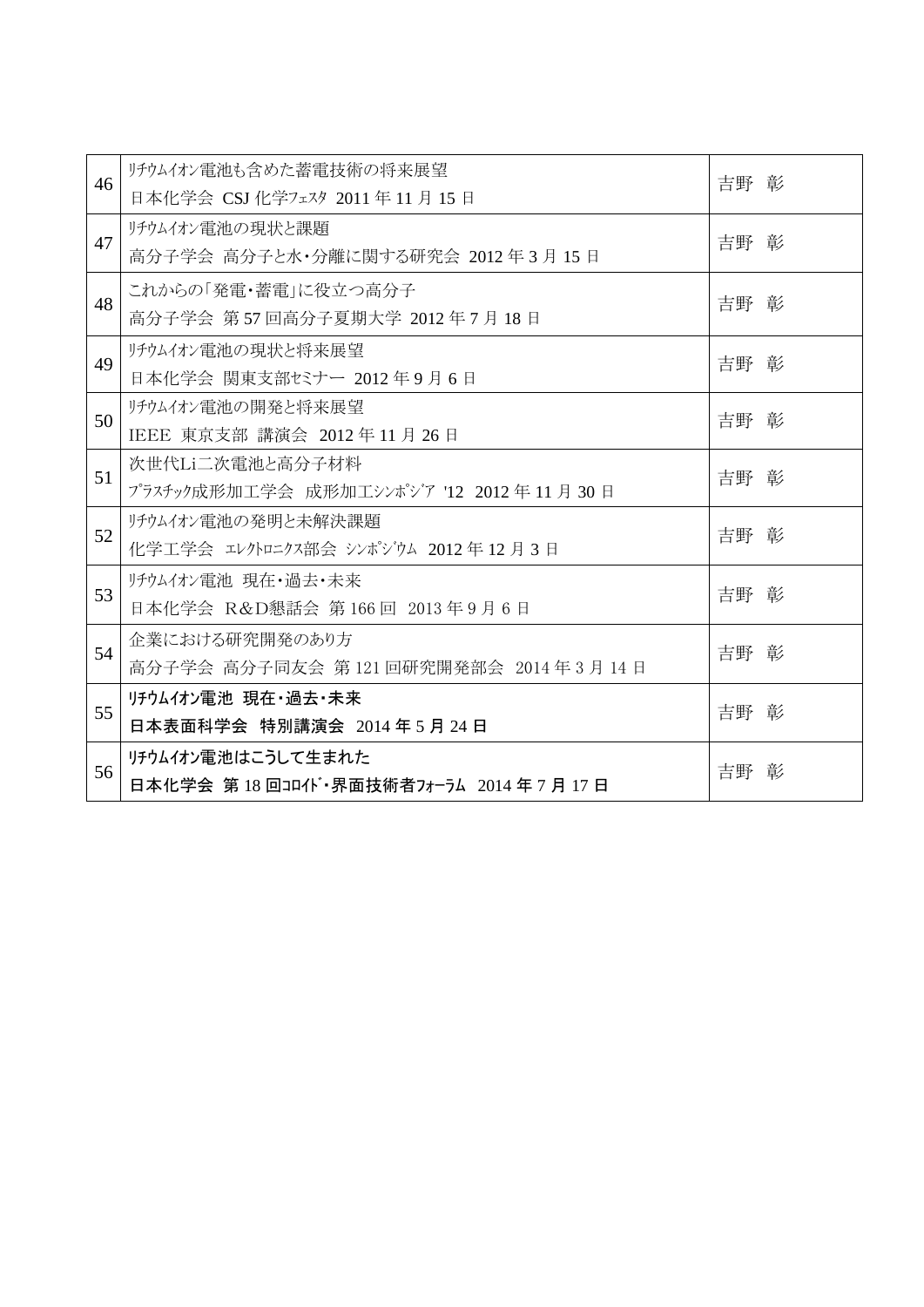| | | |
|---|---|---|
| 46 | ﾘﾁｳﾑｲｵﾝ電池も含めた蓄電技術の将来展望<br>日本化学会 CSJ 化学ﾌｪｽﾀ 2011 年 11 月 15 日 | 吉野 彰 |
| 47 | ﾘﾁｳﾑｲｵﾝ電池の現状と課題<br>高分子学会 高分子と水・分離に関する研究会 2012 年 3 月 15 日 | 吉野 彰 |
| 48 | これからの「発電・蓄電」に役立つ高分子<br>高分子学会 第 57 回高分子夏期大学 2012 年 7 月 18 日 | 吉野 彰 |
| 49 | ﾘﾁｳﾑｲｵﾝ電池の現状と将来展望<br>日本化学会 関東支部ｾﾐﾅｰ 2012 年 9 月 6 日 | 吉野 彰 |
| 50 | ﾘﾁｳﾑｲｵﾝ電池の開発と将来展望<br>IEEE 東京支部 講演会 2012 年 11 月 26 日 | 吉野 彰 |
| 51 | 次世代Li二次電池と高分子材料<br>ﾌﾟﾗｽﾁｯｸ成形加工学会 成形加工ｼﾝﾎﾟｼﾞｱ '12 2012 年 11 月 30 日 | 吉野 彰 |
| 52 | ﾘﾁｳﾑｲｵﾝ電池の発明と未解決課題<br>化学工学会 ｴﾚｸﾄﾛﾆｸｽ部会 ｼﾝﾎﾟｼﾞｳﾑ 2012 年 12 月 3 日 | 吉野 彰 |
| 53 | ﾘﾁｳﾑｲｵﾝ電池 現在・過去・未来<br>日本化学会 R&D懇話会 第 166 回 2013 年 9 月 6 日 | 吉野 彰 |
| 54 | 企業における研究開発のあり方<br>高分子学会 高分子同友会 第 121 回研究開発部会 2014 年 3 月 14 日 | 吉野 彰 |
| 55 | **ﾘﾁｳﾑｲｵﾝ電池 現在・過去・未来**<br>**日本表面科学会 特別講演会 2014 年 5 月 24 日** | 吉野 彰 |
| 56 | **ﾘﾁｳﾑｲｵﾝ電池はこうして生まれた**<br>**日本化学会 第 18 回ｺﾛｲﾄﾞ・界面技術者ﾌｫｰﾗﾑ 2014 年 7 月 17 日** | 吉野 彰 |